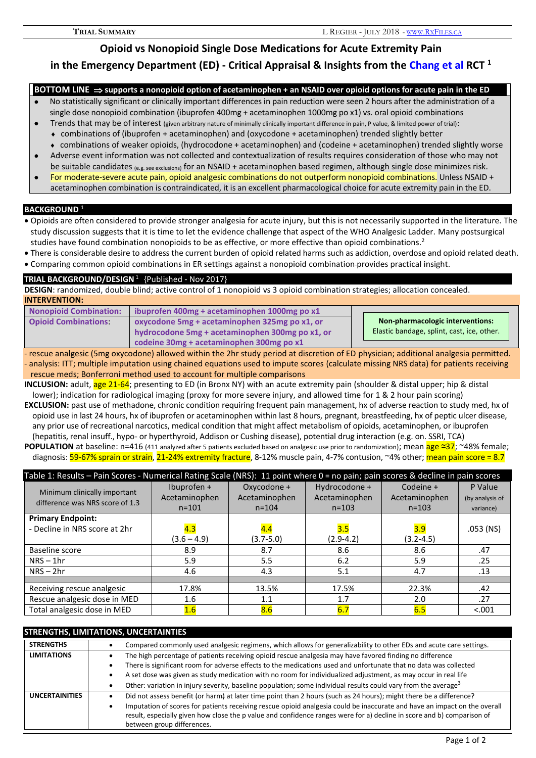# Opioid vs Nonopioid Single Dose Medications for Acute Extremity Pain in the Emergency Department (ED) - Critical Appraisal & Insights from the Chang et al RCT [1]

## BOTTOM LINE ⇒ supports a nonopioid option of acetaminophen + an NSAID over opioid options for acute pain in the ED

- No statistically significant or clinically important differences in pain reduction were seen 2 hours after the administration of a single dose nonopioid combination (ibuprofen 400mg + acetaminophen 1000mg po x1) vs. oral opioid combinations
- Trends that may be of interest (given arbitrary nature of minimally clinically important difference in pain, P value, & limited power of trial):
  - combinations of (ibuprofen + acetaminophen) and (oxycodone + acetaminophen) trended slightly better
  - combinations of weaker opioids, (hydrocodone + acetaminophen) and (codeine + acetaminophen) trended slightly worse
- Adverse event information was not collected and contextualization of results requires consideration of those who may not be suitable candidates (e.g. see exclusions) for an NSAID + acetaminophen based regimen, although single dose minimizes risk.
- For moderate-severe acute pain, opioid analgesic combinations do not outperform nonopioid combinations. Unless NSAID + acetaminophen combination is contraindicated, it is an excellent pharmacological choice for acute extremity pain in the ED.

## BACKGROUND [1]

- Opioids are often considered to provide stronger analgesia for acute injury, but this is not necessarily supported in the literature. The study discussion suggests that it is time to let the evidence challenge that aspect of the WHO Analgesic Ladder. Many postsurgical studies have found combination nonopioids to be as effective, or more effective than opioid combinations.[2]
- There is considerable desire to address the current burden of opioid related harms such as addiction, overdose and opioid related death.
- Comparing common opioid combinations in ER settings against a nonopioid combination provides practical insight.

## TRIAL BACKGROUND/DESIGN [1] {Published - Nov 2017}

**DESIGN**: randomized, double blind; active control of 1 nonopioid vs 3 opioid combination strategies; allocation concealed.

**INTERVENTION:**

| | |
|---|---|
| **Nonopioid Combination:** | **ibuprofen 400mg + acetaminophen 1000mg po x1** |
| **Opioid Combinations:** | **oxycodone 5mg + acetaminophen 325mg po x1, or hydrocodone 5mg + acetaminophen 300mg po x1, or codeine 30mg + acetaminophen 300mg po x1** |

**Non-pharmacologic interventions:** Elastic bandage, splint, cast, ice, other.

- rescue analgesic (5mg oxycodone) allowed within the 2hr study period at discretion of ED physician; additional analgesia permitted.
- analysis: ITT; multiple imputation using chained equations used to impute scores (calculate missing NRS data) for patients receiving rescue meds; Bonferroni method used to account for multiple comparisons

**INCLUSION:** adult, age 21-64; presenting to ED (in Bronx NY) with an acute extremity pain (shoulder & distal upper; hip & distal lower); indication for radiological imaging (proxy for more severe injury, and allowed time for 1 & 2 hour pain scoring)

**EXCLUSION:** past use of methadone, chronic condition requiring frequent pain management, hx of adverse reaction to study med, hx of opioid use in last 24 hours, hx of ibuprofen or acetaminophen within last 8 hours, pregnant, breastfeeding, hx of peptic ulcer disease, any prior use of recreational narcotics, medical condition that might affect metabolism of opioids, acetaminophen, or ibuprofen (hepatitis, renal insuff., hypo- or hyperthyroid, Addison or Cushing disease), potential drug interaction (e.g. on. SSRI, TCA)

**POPULATION** at baseline: n=416 (411 analyzed after 5 patients excluded based on analgesic use prior to randomization); mean age ≈37; ~48% female; diagnosis: 59-67% sprain or strain, 21-24% extremity fracture, 8-12% muscle pain, 4-7% contusion, ~4% other; mean pain score = 8.7

**Table 1: Results – Pain Scores - Numerical Rating Scale (NRS): 11 point where 0 = no pain; pain scores & decline in pain scores**

| Minimum clinically important difference was NRS score of 1.3 | Ibuprofen + Acetaminophen n=101 | Oxycodone + Acetaminophen n=104 | Hydrocodone + Acetaminophen n=103 | Codeine + Acetaminophen n=103 | P Value (by analysis of variance) |
|---|---|---|---|---|---|
| **Primary Endpoint:** - Decline in NRS score at 2hr | 4.3 (3.6 – 4.9) | 4.4 (3.7-5.0) | 3.5 (2.9-4.2) | 3.9 (3.2-4.5) | .053 (NS) |
| Baseline score | 8.9 | 8.7 | 8.6 | 8.6 | .47 |
| NRS – 1hr | 5.9 | 5.5 | 6.2 | 5.9 | .25 |
| NRS – 2hr | 4.6 | 4.3 | 5.1 | 4.7 | .13 |
| | | | | | |
| Receiving rescue analgesic | 17.8% | 13.5% | 17.5% | 22.3% | .42 |
| Rescue analgesic dose in MED | 1.6 | 1.1 | 1.7 | 2.0 | .27 |
| Total analgesic dose in MED | 1.6 | 8.6 | 6.7 | 6.5 | <.001 |

## STRENGTHS, LIMITATIONS, UNCERTAINTIES

| | |
|---|---|
| **STRENGTHS** | • Compared commonly used analgesic regimens, which allows for generalizability to other EDs and acute care settings. |
| **LIMITATIONS** | • The high percentage of patients receiving opioid rescue analgesia may have favored finding no difference<br>• There is significant room for adverse effects to the medications used and unfortunate that no data was collected<br>• A set dose was given as study medication with no room for individualized adjustment, as may occur in real life<br>• Other: variation in injury severity, baseline population; some individual results could vary from the average[3] |
| **UNCERTAINITIES** | • Did not assess benefit (or harm) at later time point than 2 hours (such as 24 hours); might there be a difference?<br>• Imputation of scores for patients receiving rescue opioid analgesia could be inaccurate and have an impact on the overall result, especially given how close the p value and confidence ranges were for a) decline in score and b) comparison of between group differences. |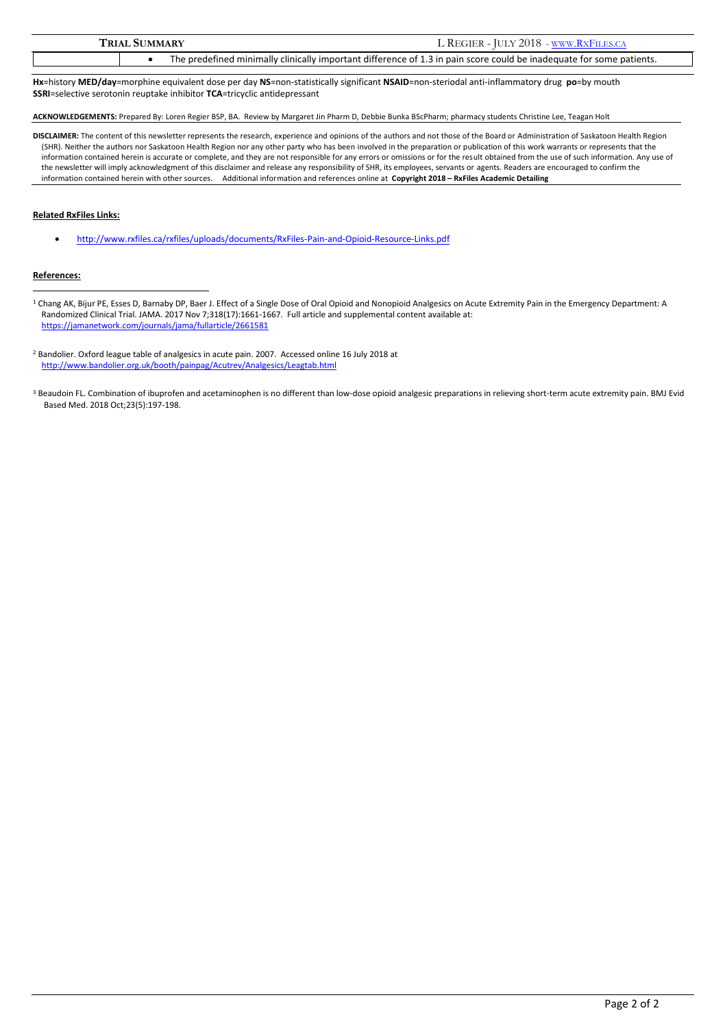| | |
|---|---|
| | • The predefined minimally clinically important difference of 1.3 in pain score could be inadequate for some patients. |

**Hx**=history **MED/day**=morphine equivalent dose per day **NS**=non-statistically significant **NSAID**=non-steriodal anti-inflammatory drug **po**=by mouth **SSRI**=selective serotonin reuptake inhibitor **TCA**=tricyclic antidepressant

**ACKNOWLEDGEMENTS:** Prepared By: Loren Regier BSP, BA. Review by Margaret Jin Pharm D, Debbie Bunka BScPharm; pharmacy students Christine Lee, Teagan Holt

**DISCLAIMER:** The content of this newsletter represents the research, experience and opinions of the authors and not those of the Board or Administration of Saskatoon Health Region (SHR). Neither the authors nor Saskatoon Health Region nor any other party who has been involved in the preparation or publication of this work warrants or represents that the information contained herein is accurate or complete, and they are not responsible for any errors or omissions or for the result obtained from the use of such information. Any use of the newsletter will imply acknowledgment of this disclaimer and release any responsibility of SHR, its employees, servants or agents. Readers are encouraged to confirm the information contained herein with other sources. Additional information and references online at **Copyright 2018 – RxFiles Academic Detailing**

**Related RxFiles Links:**

- http://www.rxfiles.ca/rxfiles/uploads/documents/RxFiles-Pain-and-Opioid-Resource-Links.pdf

**References:**

[1] Chang AK, Bijur PE, Esses D, Barnaby DP, Baer J. Effect of a Single Dose of Oral Opioid and Nonopioid Analgesics on Acute Extremity Pain in the Emergency Department: A Randomized Clinical Trial. JAMA. 2017 Nov 7;318(17):1661-1667. Full article and supplemental content available at: https://jamanetwork.com/journals/jama/fullarticle/2661581

[2] Bandolier. Oxford league table of analgesics in acute pain. 2007. Accessed online 16 July 2018 at http://www.bandolier.org.uk/booth/painpag/Acutrev/Analgesics/Leagtab.html

[3] Beaudoin FL. Combination of ibuprofen and acetaminophen is no different than low-dose opioid analgesic preparations in relieving short-term acute extremity pain. BMJ Evid Based Med. 2018 Oct;23(5):197-198.